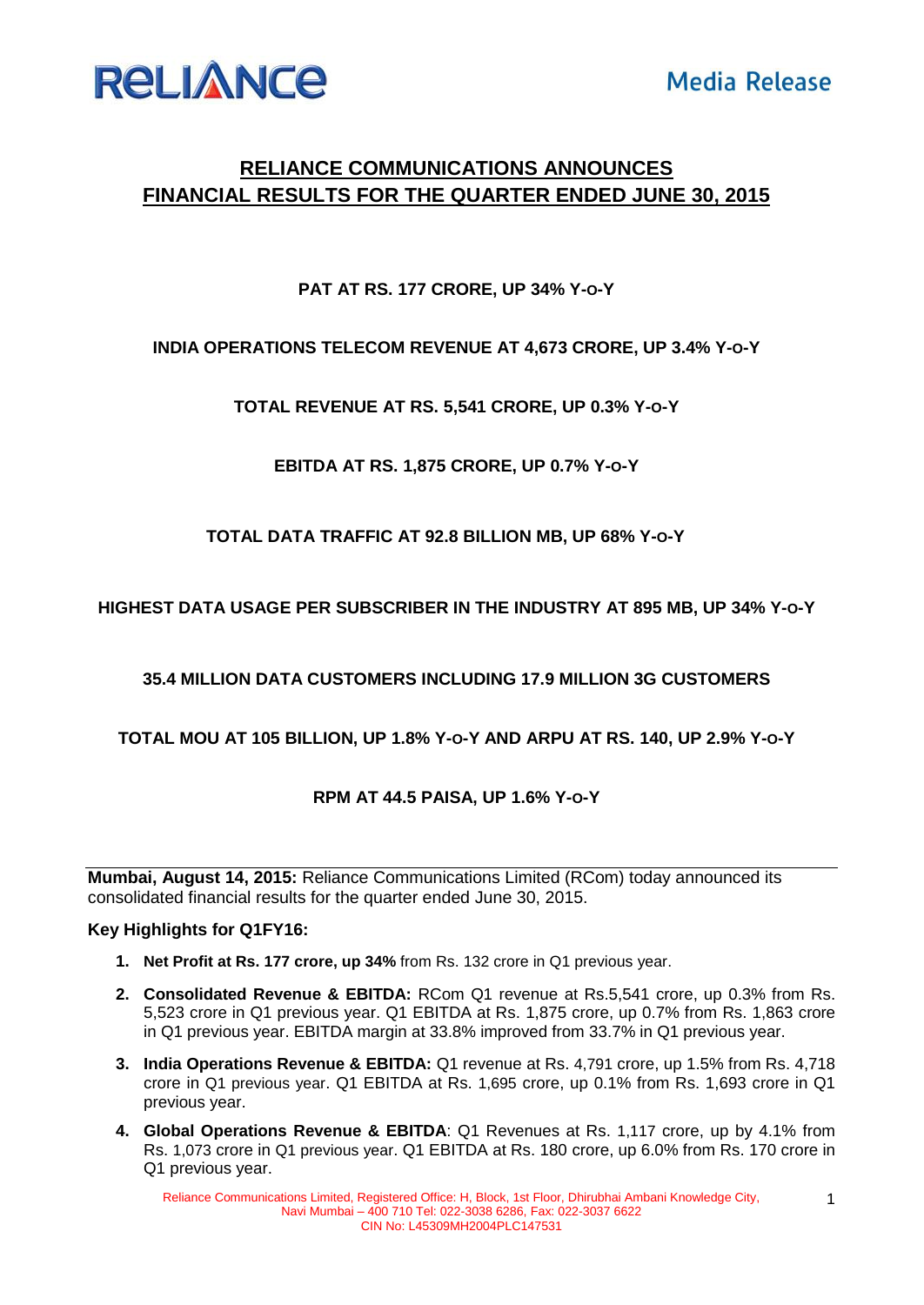**RELIANCE** **Media Release**

# RELIANCE COMMUNICATIONS ANNOUNCES FINANCIAL RESULTS FOR THE QUARTER ENDED JUNE 30, 2015

**PAT AT RS. 177 CRORE, UP 34% Y-O-Y**

**INDIA OPERATIONS TELECOM REVENUE AT 4,673 CRORE, UP 3.4% Y-O-Y**

**TOTAL REVENUE AT RS. 5,541 CRORE, UP 0.3% Y-O-Y**

**EBITDA AT RS. 1,875 CRORE, UP 0.7% Y-O-Y**

**TOTAL DATA TRAFFIC AT 92.8 BILLION MB, UP 68% Y-O-Y**

**HIGHEST DATA USAGE PER SUBSCRIBER IN THE INDUSTRY AT 895 MB, UP 34% Y-O-Y**

**35.4 MILLION DATA CUSTOMERS INCLUDING 17.9 MILLION 3G CUSTOMERS**

**TOTAL MOU AT 105 BILLION, UP 1.8% Y-O-Y AND ARPU AT RS. 140, UP 2.9% Y-O-Y**

**RPM AT 44.5 PAISA, UP 1.6% Y-O-Y**

---

**Mumbai, August 14, 2015:** Reliance Communications Limited (RCom) today announced its consolidated financial results for the quarter ended June 30, 2015.

**Key Highlights for Q1FY16:**

1. **Net Profit at Rs. 177 crore, up 34%** from Rs. 132 crore in Q1 previous year.
2. **Consolidated Revenue & EBITDA:** RCom Q1 revenue at Rs.5,541 crore, up 0.3% from Rs. 5,523 crore in Q1 previous year. Q1 EBITDA at Rs. 1,875 crore, up 0.7% from Rs. 1,863 crore in Q1 previous year. EBITDA margin at 33.8% improved from 33.7% in Q1 previous year.
3. **India Operations Revenue & EBITDA:** Q1 revenue at Rs. 4,791 crore, up 1.5% from Rs. 4,718 crore in Q1 previous year. Q1 EBITDA at Rs. 1,695 crore, up 0.1% from Rs. 1,693 crore in Q1 previous year.
4. **Global Operations Revenue & EBITDA**: Q1 Revenues at Rs. 1,117 crore, up by 4.1% from Rs. 1,073 crore in Q1 previous year. Q1 EBITDA at Rs. 180 crore, up 6.0% from Rs. 170 crore in Q1 previous year.

Reliance Communications Limited, Registered Office: H, Block, 1st Floor, Dhirubhai Ambani Knowledge City, Navi Mumbai – 400 710 Tel: 022-3038 6286, Fax: 022-3037 6622
CIN No: L45309MH2004PLC147531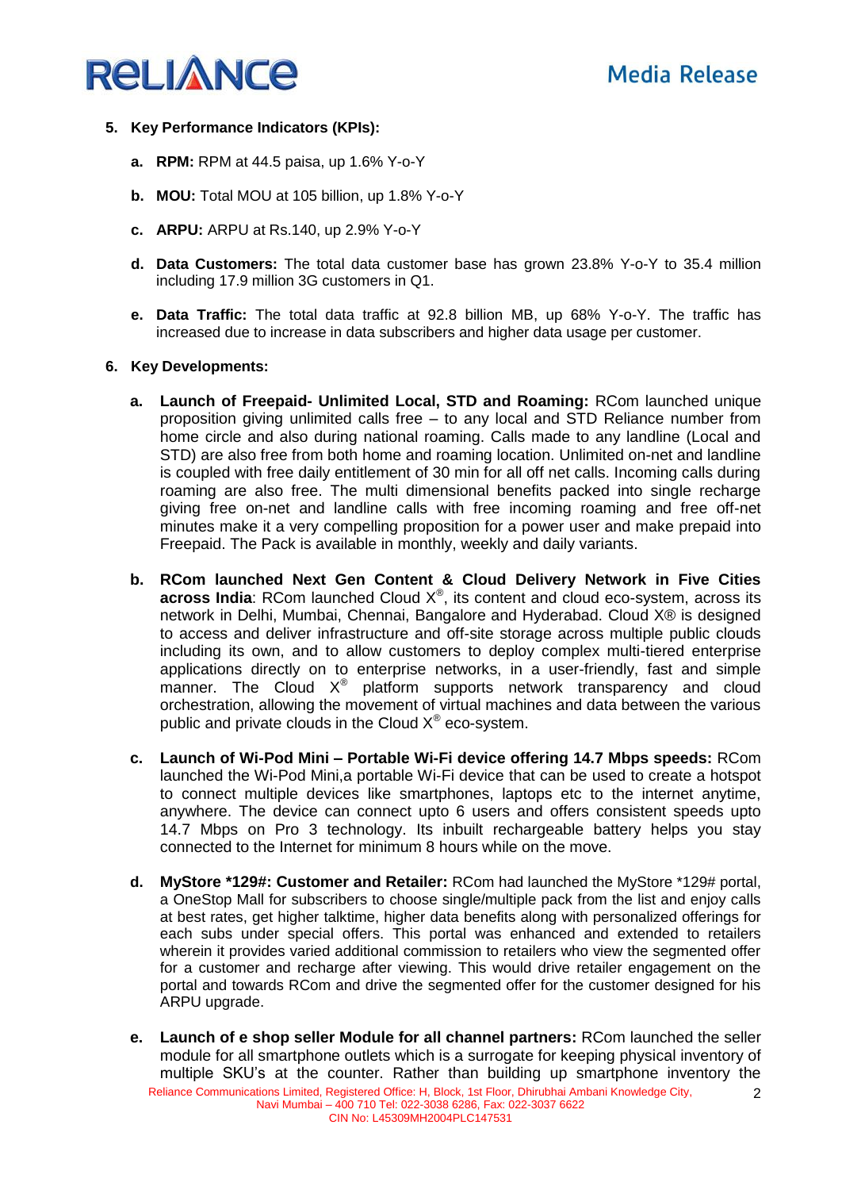5. **Key Performance Indicators (KPIs):**

   a. **RPM:** RPM at 44.5 paisa, up 1.6% Y-o-Y

   b. **MOU:** Total MOU at 105 billion, up 1.8% Y-o-Y

   c. **ARPU:** ARPU at Rs.140, up 2.9% Y-o-Y

   d. **Data Customers:** The total data customer base has grown 23.8% Y-o-Y to 35.4 million including 17.9 million 3G customers in Q1.

   e. **Data Traffic:** The total data traffic at 92.8 billion MB, up 68% Y-o-Y. The traffic has increased due to increase in data subscribers and higher data usage per customer.

6. **Key Developments:**

   a. **Launch of Freepaid- Unlimited Local, STD and Roaming:** RCom launched unique proposition giving unlimited calls free – to any local and STD Reliance number from home circle and also during national roaming. Calls made to any landline (Local and STD) are also free from both home and roaming location. Unlimited on-net and landline is coupled with free daily entitlement of 30 min for all off net calls. Incoming calls during roaming are also free. The multi dimensional benefits packed into single recharge giving free on-net and landline calls with free incoming roaming and free off-net minutes make it a very compelling proposition for a power user and make prepaid into Freepaid. The Pack is available in monthly, weekly and daily variants.

   b. **RCom launched Next Gen Content & Cloud Delivery Network in Five Cities across India**: RCom launched Cloud X®, its content and cloud eco-system, across its network in Delhi, Mumbai, Chennai, Bangalore and Hyderabad. Cloud X® is designed to access and deliver infrastructure and off-site storage across multiple public clouds including its own, and to allow customers to deploy complex multi-tiered enterprise applications directly on to enterprise networks, in a user-friendly, fast and simple manner. The Cloud X® platform supports network transparency and cloud orchestration, allowing the movement of virtual machines and data between the various public and private clouds in the Cloud X® eco-system.

   c. **Launch of Wi-Pod Mini – Portable Wi-Fi device offering 14.7 Mbps speeds:** RCom launched the Wi-Pod Mini,a portable Wi-Fi device that can be used to create a hotspot to connect multiple devices like smartphones, laptops etc to the internet anytime, anywhere. The device can connect upto 6 users and offers consistent speeds upto 14.7 Mbps on Pro 3 technology. Its inbuilt rechargeable battery helps you stay connected to the Internet for minimum 8 hours while on the move.

   d. **MyStore *129#: Customer and Retailer:** RCom had launched the MyStore *129# portal, a OneStop Mall for subscribers to choose single/multiple pack from the list and enjoy calls at best rates, get higher talktime, higher data benefits along with personalized offerings for each subs under special offers. This portal was enhanced and extended to retailers wherein it provides varied additional commission to retailers who view the segmented offer for a customer and recharge after viewing. This would drive retailer engagement on the portal and towards RCom and drive the segmented offer for the customer designed for his ARPU upgrade.

   e. **Launch of e shop seller Module for all channel partners:** RCom launched the seller module for all smartphone outlets which is a surrogate for keeping physical inventory of multiple SKU's at the counter. Rather than building up smartphone inventory the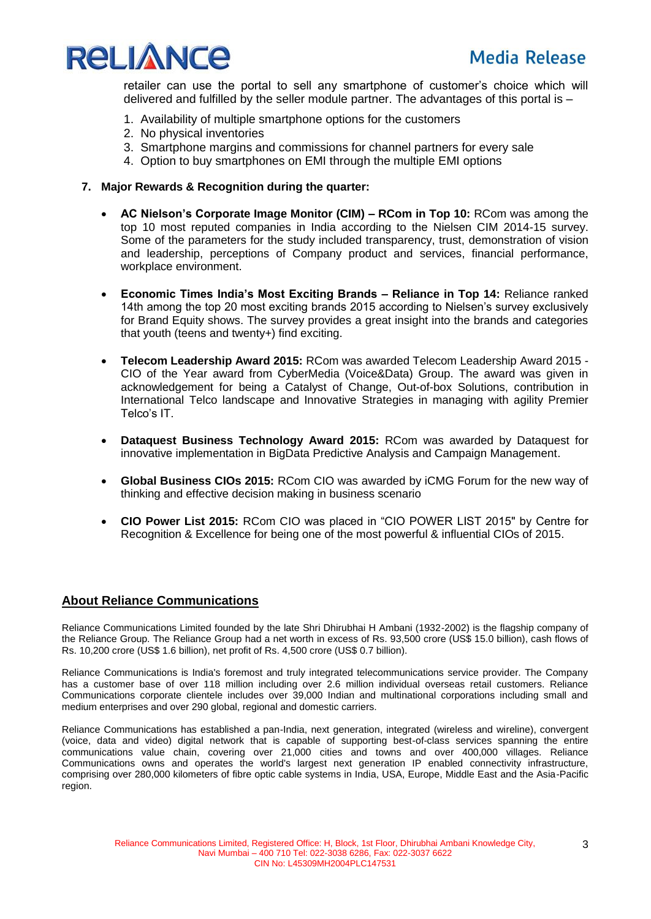retailer can use the portal to sell any smartphone of customer's choice which will delivered and fulfilled by the seller module partner. The advantages of this portal is –

1. Availability of multiple smartphone options for the customers
2. No physical inventories
3. Smartphone margins and commissions for channel partners for every sale
4. Option to buy smartphones on EMI through the multiple EMI options

**7. Major Rewards & Recognition during the quarter:**

- **AC Nielson's Corporate Image Monitor (CIM) – RCom in Top 10:** RCom was among the top 10 most reputed companies in India according to the Nielsen CIM 2014-15 survey. Some of the parameters for the study included transparency, trust, demonstration of vision and leadership, perceptions of Company product and services, financial performance, workplace environment.

- **Economic Times India's Most Exciting Brands – Reliance in Top 14:** Reliance ranked 14th among the top 20 most exciting brands 2015 according to Nielsen's survey exclusively for Brand Equity shows. The survey provides a great insight into the brands and categories that youth (teens and twenty+) find exciting.

- **Telecom Leadership Award 2015:** RCom was awarded Telecom Leadership Award 2015 - CIO of the Year award from CyberMedia (Voice&Data) Group. The award was given in acknowledgement for being a Catalyst of Change, Out-of-box Solutions, contribution in International Telco landscape and Innovative Strategies in managing with agility Premier Telco's IT.

- **Dataquest Business Technology Award 2015:** RCom was awarded by Dataquest for innovative implementation in BigData Predictive Analysis and Campaign Management.

- **Global Business CIOs 2015:** RCom CIO was awarded by iCMG Forum for the new way of thinking and effective decision making in business scenario

- **CIO Power List 2015:** RCom CIO was placed in "CIO POWER LIST 2015" by Centre for Recognition & Excellence for being one of the most powerful & influential CIOs of 2015.

## About Reliance Communications

Reliance Communications Limited founded by the late Shri Dhirubhai H Ambani (1932-2002) is the flagship company of the Reliance Group. The Reliance Group had a net worth in excess of Rs. 93,500 crore (US$ 15.0 billion), cash flows of Rs. 10,200 crore (US$ 1.6 billion), net profit of Rs. 4,500 crore (US$ 0.7 billion).

Reliance Communications is India's foremost and truly integrated telecommunications service provider. The Company has a customer base of over 118 million including over 2.6 million individual overseas retail customers. Reliance Communications corporate clientele includes over 39,000 Indian and multinational corporations including small and medium enterprises and over 290 global, regional and domestic carriers.

Reliance Communications has established a pan-India, next generation, integrated (wireless and wireline), convergent (voice, data and video) digital network that is capable of supporting best-of-class services spanning the entire communications value chain, covering over 21,000 cities and towns and over 400,000 villages. Reliance Communications owns and operates the world's largest next generation IP enabled connectivity infrastructure, comprising over 280,000 kilometers of fibre optic cable systems in India, USA, Europe, Middle East and the Asia-Pacific region.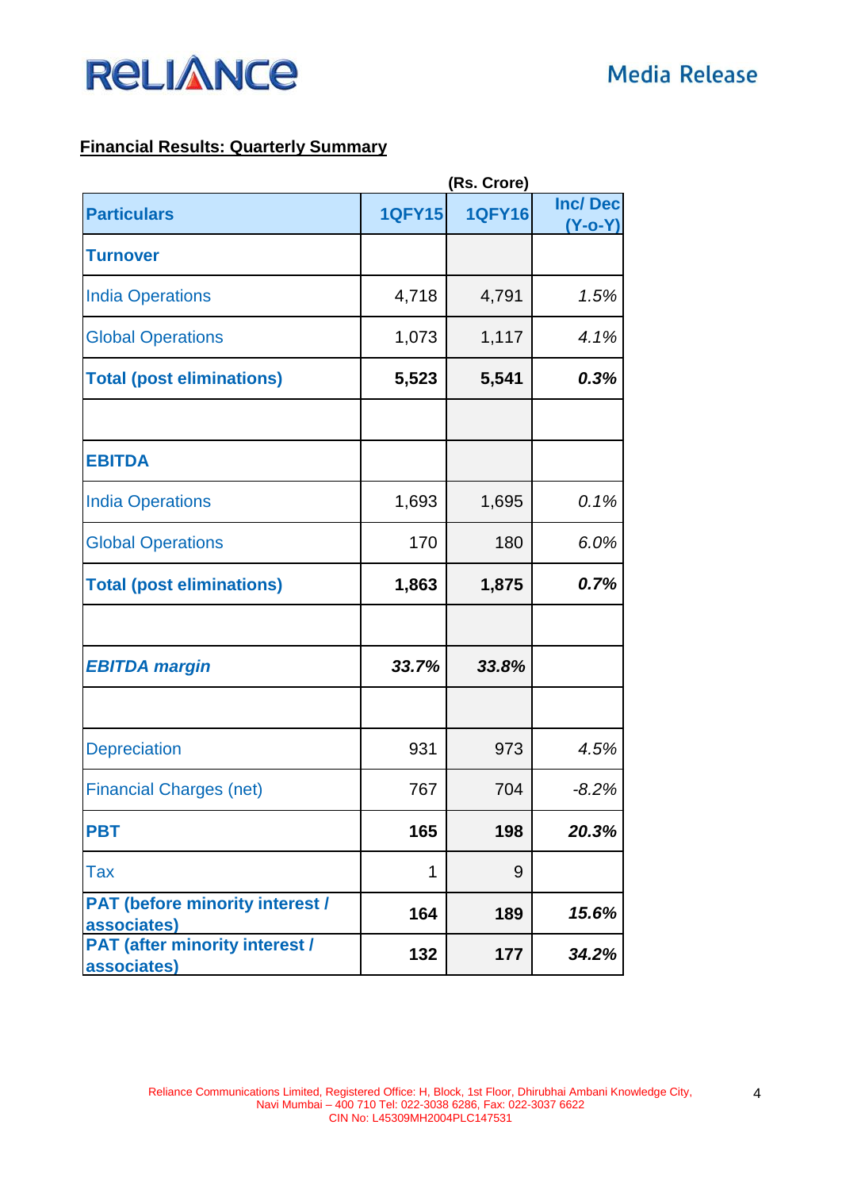**RELIANCE** Media Release

**Financial Results: Quarterly Summary**

(Rs. Crore)

| Particulars | 1QFY15 | 1QFY16 | Inc/ Dec (Y-o-Y) |
|---|---|---|---|
| **Turnover** | | | |
| India Operations | 4,718 | 4,791 | *1.5%* |
| Global Operations | 1,073 | 1,117 | *4.1%* |
| **Total (post eliminations)** | **5,523** | **5,541** | ***0.3%*** |
| | | | |
| **EBITDA** | | | |
| India Operations | 1,693 | 1,695 | *0.1%* |
| Global Operations | 170 | 180 | *6.0%* |
| **Total (post eliminations)** | **1,863** | **1,875** | ***0.7%*** |
| | | | |
| ***EBITDA margin*** | ***33.7%*** | ***33.8%*** | |
| | | | |
| Depreciation | 931 | 973 | *4.5%* |
| Financial Charges (net) | 767 | 704 | *-8.2%* |
| **PBT** | **165** | **198** | ***20.3%*** |
| Tax | 1 | 9 | |
| **PAT (before minority interest / associates)** | **164** | **189** | ***15.6%*** |
| **PAT (after minority interest / associates)** | **132** | **177** | ***34.2%*** |

Reliance Communications Limited, Registered Office: H, Block, 1st Floor, Dhirubhai Ambani Knowledge City, Navi Mumbai – 400 710 Tel: 022-3038 6286, Fax: 022-3037 6622
CIN No: L45309MH2004PLC147531